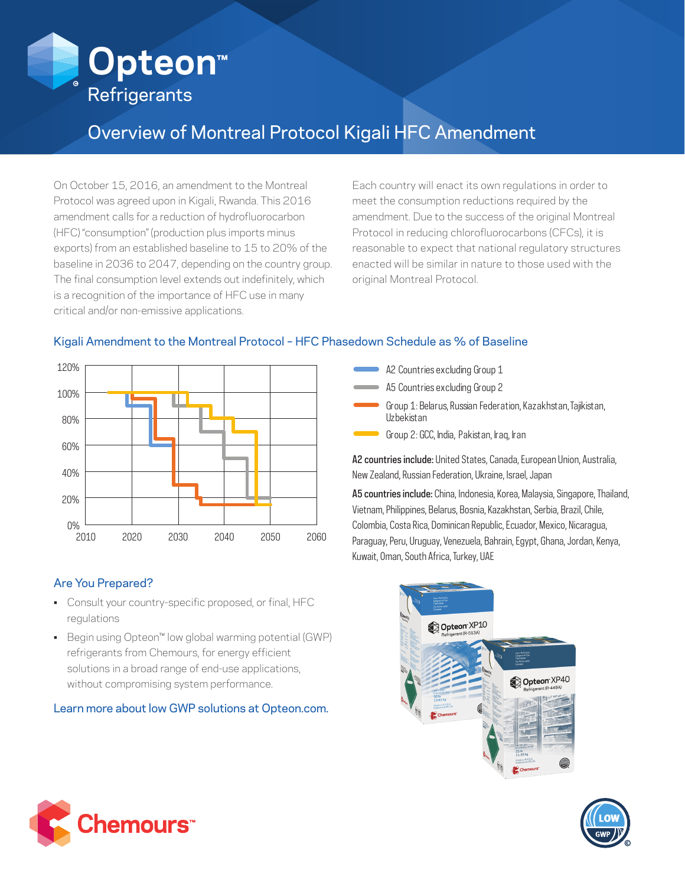# Opteon™ Refrigerants

## Overview of Montreal Protocol Kigali HFC Amendment

On October 15, 2016, an amendment to the Montreal Protocol was agreed upon in Kigali, Rwanda. This 2016 amendment calls for a reduction of hydrofluorocarbon (HFC) "consumption" (production plus imports minus exports) from an established baseline to 15 to 20% of the baseline in 2036 to 2047, depending on the country group. The final consumption level extends out indefinitely, which is a recognition of the importance of HFC use in many critical and/or non-emissive applications.

Each country will enact its own regulations in order to meet the consumption reductions required by the amendment. Due to the success of the original Montreal Protocol in reducing chlorofluorocarbons (CFCs), it is reasonable to expect that national regulatory structures enacted will be similar in nature to those used with the original Montreal Protocol.

### Kigali Amendment to the Montreal Protocol – HFC Phasedown Schedule as % of Baseline

- A2 Countries excluding Group 1
- A5 Countries excluding Group 2
- Group 1: Belarus, Russian Federation, Kazakhstan, Tajikistan, Uzbekistan
- Group 2: GCC, India, Pakistan, Iraq, Iran

**A2 countries include:** United States, Canada, European Union, Australia, New Zealand, Russian Federation, Ukraine, Israel, Japan

**A5 countries include:** China, Indonesia, Korea, Malaysia, Singapore, Thailand, Vietnam, Philippines, Belarus, Bosnia, Kazakhstan, Serbia, Brazil, Chile, Colombia, Costa Rica, Dominican Republic, Ecuador, Mexico, Nicaragua, Paraguay, Peru, Uruguay, Venezuela, Bahrain, Egypt, Ghana, Jordan, Kenya, Kuwait, Oman, South Africa, Turkey, UAE

### Are You Prepared?

- Consult your country-specific proposed, or final, HFC regulations
- Begin using Opteon™ low global warming potential (GWP) refrigerants from Chemours, for energy efficient solutions in a broad range of end-use applications, without compromising system performance.

Learn more about low GWP solutions at Opteon.com.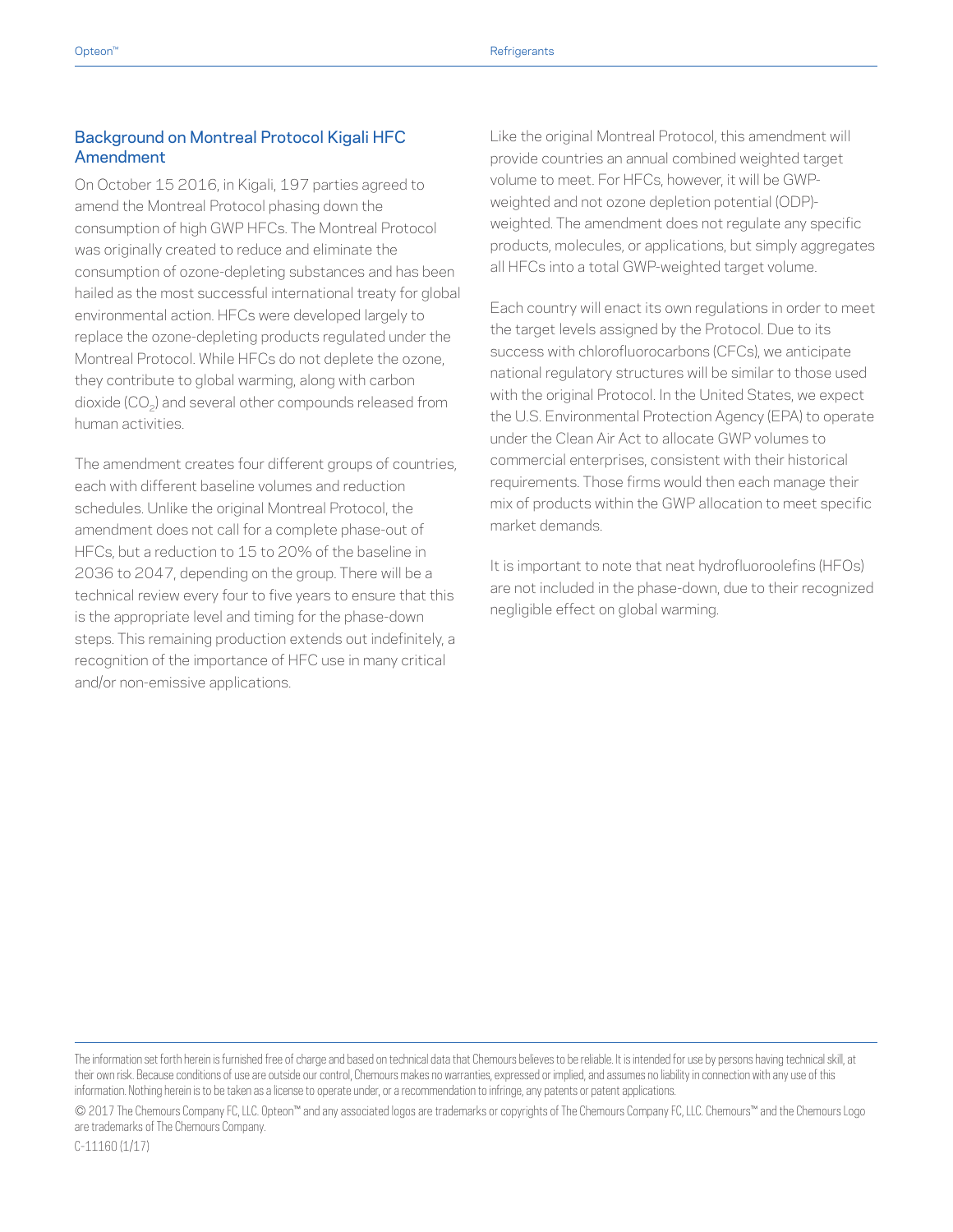## Background on Montreal Protocol Kigali HFC Amendment

On October 15 2016, in Kigali, 197 parties agreed to amend the Montreal Protocol phasing down the consumption of high GWP HFCs. The Montreal Protocol was originally created to reduce and eliminate the consumption of ozone-depleting substances and has been hailed as the most successful international treaty for global environmental action. HFCs were developed largely to replace the ozone-depleting products regulated under the Montreal Protocol. While HFCs do not deplete the ozone, they contribute to global warming, along with carbon dioxide ($CO_2$) and several other compounds released from human activities.

The amendment creates four different groups of countries, each with different baseline volumes and reduction schedules. Unlike the original Montreal Protocol, the amendment does not call for a complete phase-out of HFCs, but a reduction to 15 to 20% of the baseline in 2036 to 2047, depending on the group. There will be a technical review every four to five years to ensure that this is the appropriate level and timing for the phase-down steps. This remaining production extends out indefinitely, a recognition of the importance of HFC use in many critical and/or non-emissive applications.

Like the original Montreal Protocol, this amendment will provide countries an annual combined weighted target volume to meet. For HFCs, however, it will be GWP-weighted and not ozone depletion potential (ODP)-weighted. The amendment does not regulate any specific products, molecules, or applications, but simply aggregates all HFCs into a total GWP-weighted target volume.

Each country will enact its own regulations in order to meet the target levels assigned by the Protocol. Due to its success with chlorofluorocarbons (CFCs), we anticipate national regulatory structures will be similar to those used with the original Protocol. In the United States, we expect the U.S. Environmental Protection Agency (EPA) to operate under the Clean Air Act to allocate GWP volumes to commercial enterprises, consistent with their historical requirements. Those firms would then each manage their mix of products within the GWP allocation to meet specific market demands.

It is important to note that neat hydrofluoroolefins (HFOs) are not included in the phase-down, due to their recognized negligible effect on global warming.

The information set forth herein is furnished free of charge and based on technical data that Chemours believes to be reliable. It is intended for use by persons having technical skill, at their own risk. Because conditions of use are outside our control, Chemours makes no warranties, expressed or implied, and assumes no liability in connection with any use of this information. Nothing herein is to be taken as a license to operate under, or a recommendation to infringe, any patents or patent applications.

© 2017 The Chemours Company FC, LLC. Opteon™ and any associated logos are trademarks or copyrights of The Chemours Company FC, LLC. Chemours™ and the Chemours Logo are trademarks of The Chemours Company.

C-11160 (1/17)